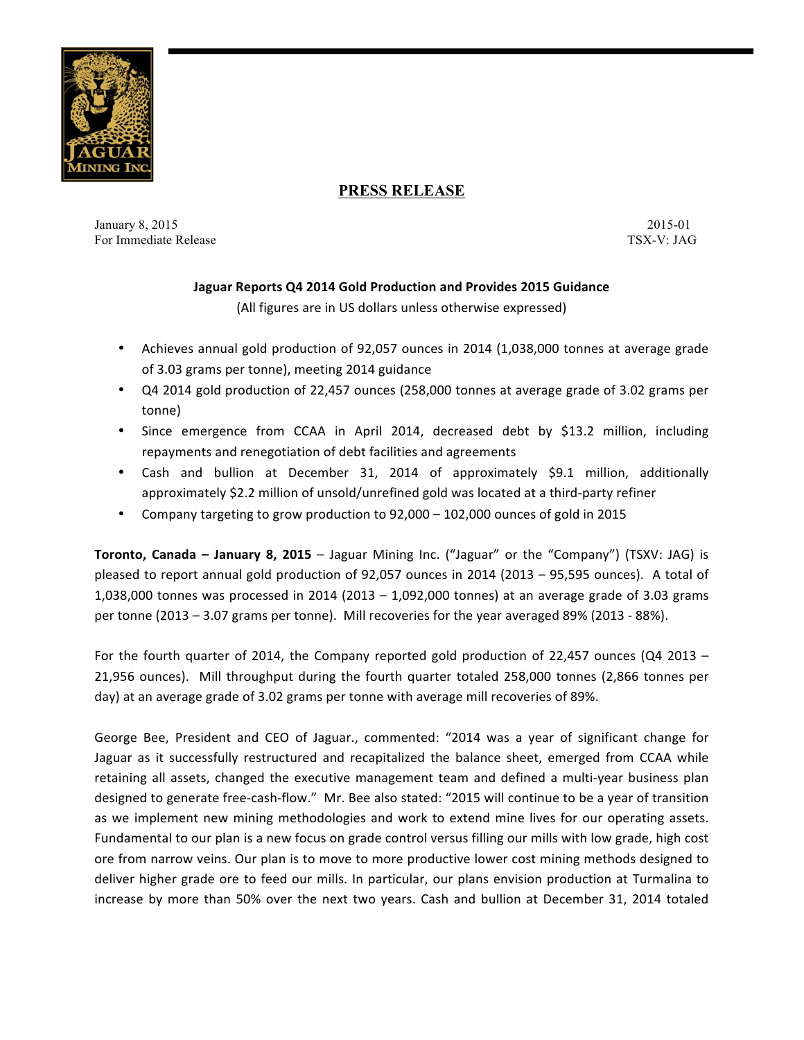**PRESS RELEASE**

January 8, 2015
For Immediate Release

2015-01
TSX-V: JAG

**Jaguar Reports Q4 2014 Gold Production and Provides 2015 Guidance**

(All figures are in US dollars unless otherwise expressed)

- Achieves annual gold production of 92,057 ounces in 2014 (1,038,000 tonnes at average grade of 3.03 grams per tonne), meeting 2014 guidance
- Q4 2014 gold production of 22,457 ounces (258,000 tonnes at average grade of 3.02 grams per tonne)
- Since emergence from CCAA in April 2014, decreased debt by $13.2 million, including repayments and renegotiation of debt facilities and agreements
- Cash and bullion at December 31, 2014 of approximately $9.1 million, additionally approximately $2.2 million of unsold/unrefined gold was located at a third-party refiner
- Company targeting to grow production to 92,000 – 102,000 ounces of gold in 2015

**Toronto, Canada – January 8, 2015** – Jaguar Mining Inc. ("Jaguar" or the "Company") (TSXV: JAG) is pleased to report annual gold production of 92,057 ounces in 2014 (2013 – 95,595 ounces). A total of 1,038,000 tonnes was processed in 2014 (2013 – 1,092,000 tonnes) at an average grade of 3.03 grams per tonne (2013 – 3.07 grams per tonne). Mill recoveries for the year averaged 89% (2013 - 88%).

For the fourth quarter of 2014, the Company reported gold production of 22,457 ounces (Q4 2013 – 21,956 ounces). Mill throughput during the fourth quarter totaled 258,000 tonnes (2,866 tonnes per day) at an average grade of 3.02 grams per tonne with average mill recoveries of 89%.

George Bee, President and CEO of Jaguar., commented: "2014 was a year of significant change for Jaguar as it successfully restructured and recapitalized the balance sheet, emerged from CCAA while retaining all assets, changed the executive management team and defined a multi-year business plan designed to generate free-cash-flow." Mr. Bee also stated: "2015 will continue to be a year of transition as we implement new mining methodologies and work to extend mine lives for our operating assets. Fundamental to our plan is a new focus on grade control versus filling our mills with low grade, high cost ore from narrow veins. Our plan is to move to more productive lower cost mining methods designed to deliver higher grade ore to feed our mills. In particular, our plans envision production at Turmalina to increase by more than 50% over the next two years. Cash and bullion at December 31, 2014 totaled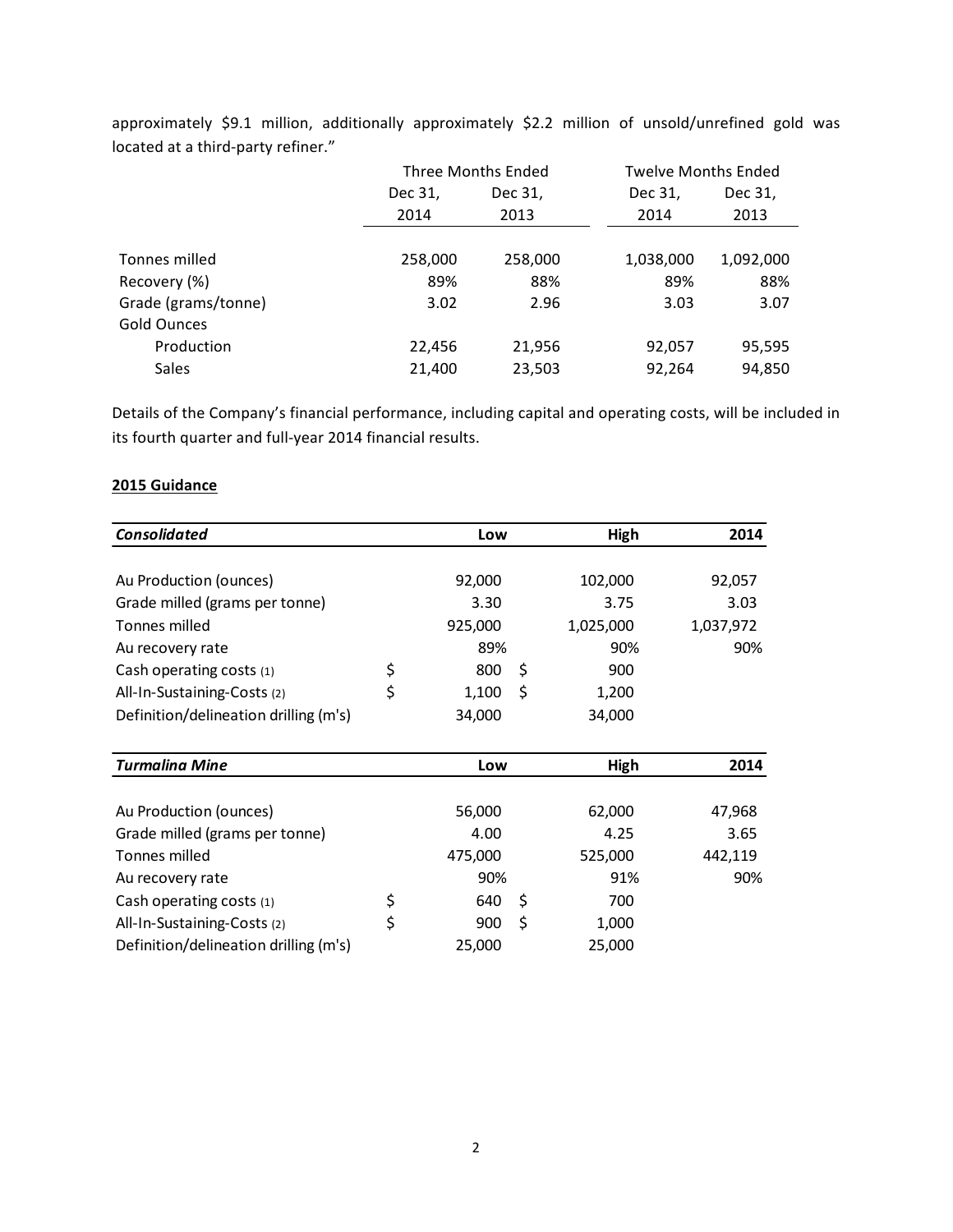approximately $9.1 million, additionally approximately $2.2 million of unsold/unrefined gold was located at a third-party refiner."

| | Three Months Ended | | Twelve Months Ended | |
|---|---|---|---|---|
| | Dec 31, 2014 | Dec 31, 2013 | Dec 31, 2014 | Dec 31, 2013 |
| Tonnes milled | 258,000 | 258,000 | 1,038,000 | 1,092,000 |
| Recovery (%) | 89% | 88% | 89% | 88% |
| Grade (grams/tonne) | 3.02 | 2.96 | 3.03 | 3.07 |
| Gold Ounces | | | | |
| Production | 22,456 | 21,956 | 92,057 | 95,595 |
| Sales | 21,400 | 23,503 | 92,264 | 94,850 |

Details of the Company's financial performance, including capital and operating costs, will be included in its fourth quarter and full-year 2014 financial results.

**2015 Guidance**

| ***Consolidated*** | **Low** | **High** | **2014** |
|---|---|---|---|
| Au Production (ounces) | 92,000 | 102,000 | 92,057 |
| Grade milled (grams per tonne) | 3.30 | 3.75 | 3.03 |
| Tonnes milled | 925,000 | 1,025,000 | 1,037,972 |
| Au recovery rate | 89% | 90% | 90% |
| Cash operating costs (1) | $ 800 | $ 900 | |
| All-In-Sustaining-Costs (2) | $ 1,100 | $ 1,200 | |
| Definition/delineation drilling (m's) | 34,000 | 34,000 | |

| ***Turmalina Mine*** | **Low** | **High** | **2014** |
|---|---|---|---|
| Au Production (ounces) | 56,000 | 62,000 | 47,968 |
| Grade milled (grams per tonne) | 4.00 | 4.25 | 3.65 |
| Tonnes milled | 475,000 | 525,000 | 442,119 |
| Au recovery rate | 90% | 91% | 90% |
| Cash operating costs (1) | $ 640 | $ 700 | |
| All-In-Sustaining-Costs (2) | $ 900 | $ 1,000 | |
| Definition/delineation drilling (m's) | 25,000 | 25,000 | |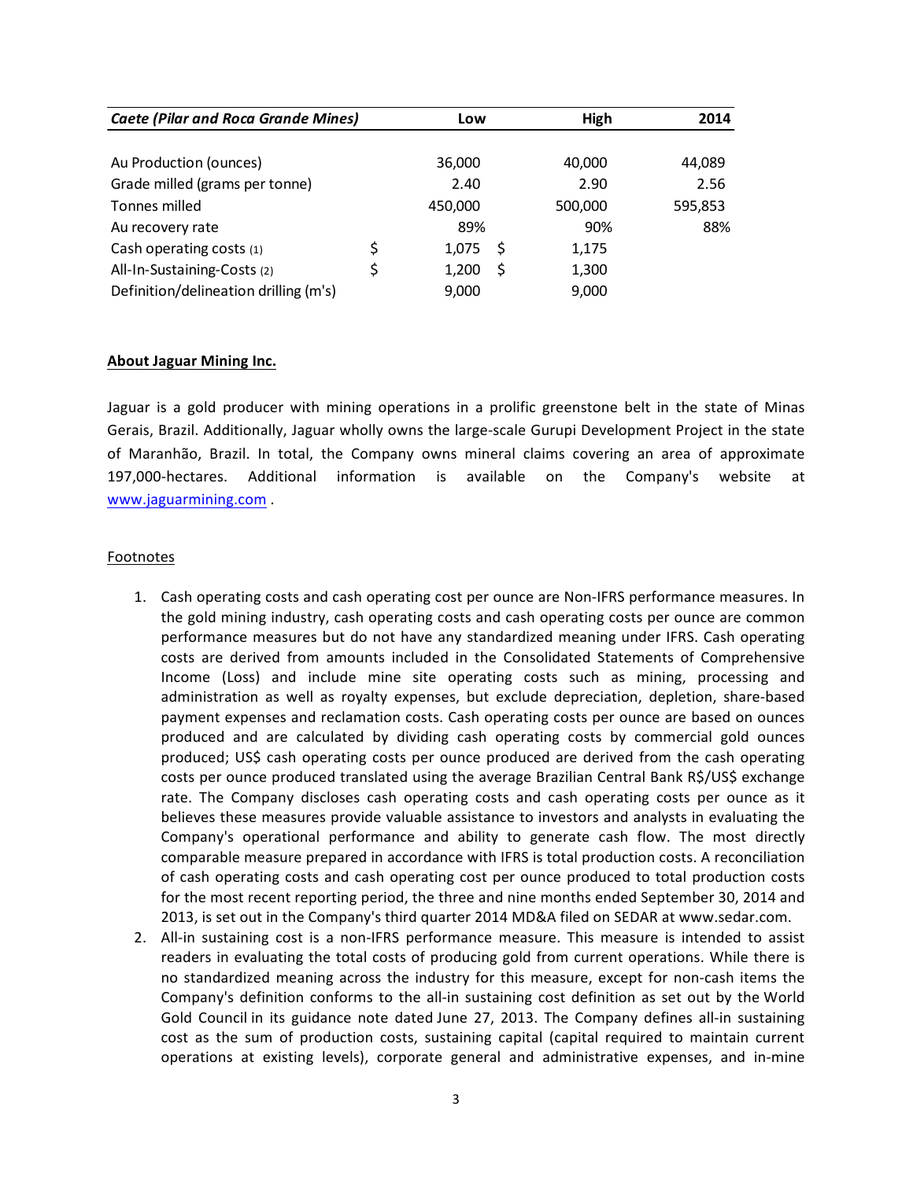| *Caete (Pilar and Roca Grande Mines)* | Low | High | 2014 |
| --- | --- | --- | --- |
| Au Production (ounces) | 36,000 | 40,000 | 44,089 |
| Grade milled (grams per tonne) | 2.40 | 2.90 | 2.56 |
| Tonnes milled | 450,000 | 500,000 | 595,853 |
| Au recovery rate | 89% | 90% | 88% |
| Cash operating costs (1) | $ 1,075 | $ 1,175 | |
| All-In-Sustaining-Costs (2) | $ 1,200 | $ 1,300 | |
| Definition/delineation drilling (m's) | 9,000 | 9,000 | |

**About Jaguar Mining Inc.**

Jaguar is a gold producer with mining operations in a prolific greenstone belt in the state of Minas Gerais, Brazil. Additionally, Jaguar wholly owns the large-scale Gurupi Development Project in the state of Maranhão, Brazil. In total, the Company owns mineral claims covering an area of approximate 197,000-hectares. Additional information is available on the Company's website at www.jaguarmining.com .

Footnotes

1. Cash operating costs and cash operating cost per ounce are Non-IFRS performance measures. In the gold mining industry, cash operating costs and cash operating costs per ounce are common performance measures but do not have any standardized meaning under IFRS. Cash operating costs are derived from amounts included in the Consolidated Statements of Comprehensive Income (Loss) and include mine site operating costs such as mining, processing and administration as well as royalty expenses, but exclude depreciation, depletion, share-based payment expenses and reclamation costs. Cash operating costs per ounce are based on ounces produced and are calculated by dividing cash operating costs by commercial gold ounces produced; US$ cash operating costs per ounce produced are derived from the cash operating costs per ounce produced translated using the average Brazilian Central Bank R$/US$ exchange rate. The Company discloses cash operating costs and cash operating costs per ounce as it believes these measures provide valuable assistance to investors and analysts in evaluating the Company's operational performance and ability to generate cash flow. The most directly comparable measure prepared in accordance with IFRS is total production costs. A reconciliation of cash operating costs and cash operating cost per ounce produced to total production costs for the most recent reporting period, the three and nine months ended September 30, 2014 and 2013, is set out in the Company's third quarter 2014 MD&A filed on SEDAR at www.sedar.com.
2. All-in sustaining cost is a non-IFRS performance measure. This measure is intended to assist readers in evaluating the total costs of producing gold from current operations. While there is no standardized meaning across the industry for this measure, except for non-cash items the Company's definition conforms to the all-in sustaining cost definition as set out by the World Gold Council in its guidance note dated June 27, 2013. The Company defines all-in sustaining cost as the sum of production costs, sustaining capital (capital required to maintain current operations at existing levels), corporate general and administrative expenses, and in-mine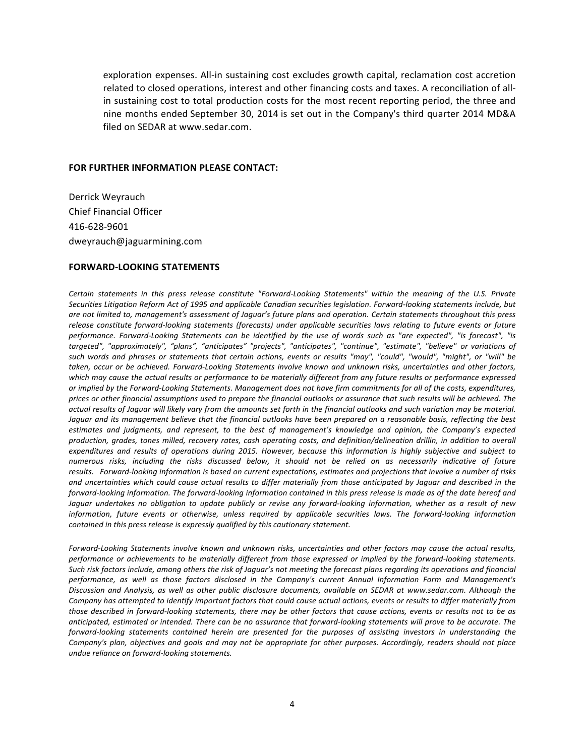exploration expenses. All-in sustaining cost excludes growth capital, reclamation cost accretion related to closed operations, interest and other financing costs and taxes. A reconciliation of all-in sustaining cost to total production costs for the most recent reporting period, the three and nine months ended September 30, 2014 is set out in the Company's third quarter 2014 MD&A filed on SEDAR at www.sedar.com.

**FOR FURTHER INFORMATION PLEASE CONTACT:**

Derrick Weyrauch
Chief Financial Officer
416-628-9601
dweyrauch@jaguarmining.com

**FORWARD-LOOKING STATEMENTS**

*Certain statements in this press release constitute "Forward-Looking Statements" within the meaning of the U.S. Private Securities Litigation Reform Act of 1995 and applicable Canadian securities legislation. Forward-looking statements include, but are not limited to, management's assessment of Jaguar's future plans and operation. Certain statements throughout this press release constitute forward-looking statements (forecasts) under applicable securities laws relating to future events or future performance. Forward-Looking Statements can be identified by the use of words such as "are expected", "is forecast", "is targeted", "approximately", "plans", "anticipates" "projects", "anticipates", "continue", "estimate", "believe" or variations of such words and phrases or statements that certain actions, events or results "may", "could", "would", "might", or "will" be taken, occur or be achieved. Forward-Looking Statements involve known and unknown risks, uncertainties and other factors, which may cause the actual results or performance to be materially different from any future results or performance expressed or implied by the Forward-Looking Statements. Management does not have firm commitments for all of the costs, expenditures, prices or other financial assumptions used to prepare the financial outlooks or assurance that such results will be achieved. The actual results of Jaguar will likely vary from the amounts set forth in the financial outlooks and such variation may be material. Jaguar and its management believe that the financial outlooks have been prepared on a reasonable basis, reflecting the best estimates and judgments, and represent, to the best of management's knowledge and opinion, the Company's expected production, grades, tones milled, recovery rates, cash operating costs, and definition/delineation drillin, in addition to overall expenditures and results of operations during 2015. However, because this information is highly subjective and subject to numerous risks, including the risks discussed below, it should not be relied on as necessarily indicative of future results. Forward-looking information is based on current expectations, estimates and projections that involve a number of risks and uncertainties which could cause actual results to differ materially from those anticipated by Jaguar and described in the forward-looking information. The forward-looking information contained in this press release is made as of the date hereof and Jaguar undertakes no obligation to update publicly or revise any forward-looking information, whether as a result of new information, future events or otherwise, unless required by applicable securities laws. The forward-looking information contained in this press release is expressly qualified by this cautionary statement.*

*Forward-Looking Statements involve known and unknown risks, uncertainties and other factors may cause the actual results, performance or achievements to be materially different from those expressed or implied by the forward-looking statements. Such risk factors include, among others the risk of Jaguar's not meeting the forecast plans regarding its operations and financial performance, as well as those factors disclosed in the Company's current Annual Information Form and Management's Discussion and Analysis, as well as other public disclosure documents, available on SEDAR at www.sedar.com. Although the Company has attempted to identify important factors that could cause actual actions, events or results to differ materially from those described in forward-looking statements, there may be other factors that cause actions, events or results not to be as anticipated, estimated or intended. There can be no assurance that forward-looking statements will prove to be accurate. The forward-looking statements contained herein are presented for the purposes of assisting investors in understanding the Company's plan, objectives and goals and may not be appropriate for other purposes. Accordingly, readers should not place undue reliance on forward-looking statements.*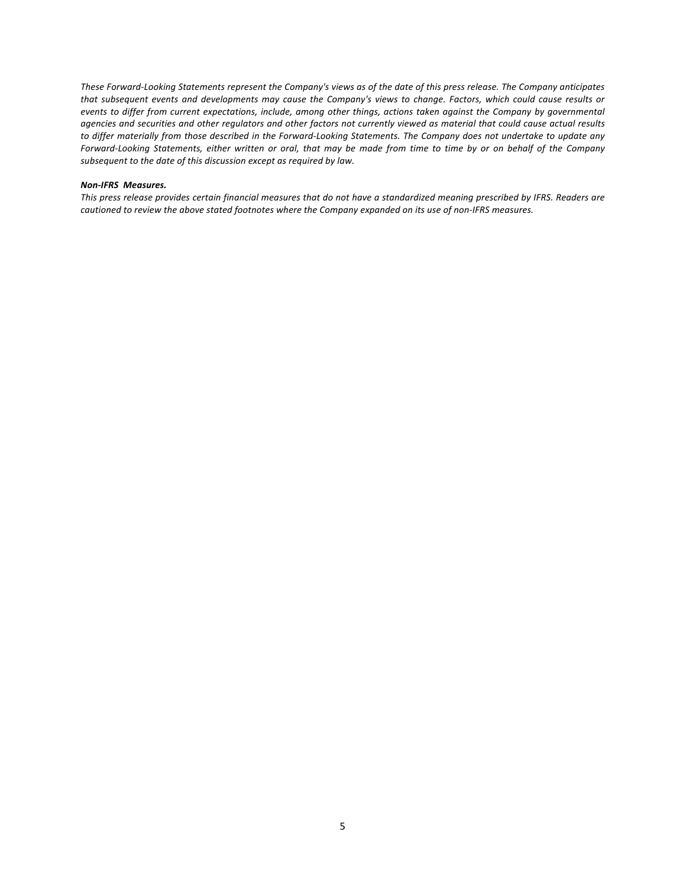*These Forward-Looking Statements represent the Company's views as of the date of this press release. The Company anticipates that subsequent events and developments may cause the Company's views to change. Factors, which could cause results or events to differ from current expectations, include, among other things, actions taken against the Company by governmental agencies and securities and other regulators and other factors not currently viewed as material that could cause actual results to differ materially from those described in the Forward-Looking Statements. The Company does not undertake to update any Forward-Looking Statements, either written or oral, that may be made from time to time by or on behalf of the Company subsequent to the date of this discussion except as required by law.*

***Non-IFRS Measures.***

*This press release provides certain financial measures that do not have a standardized meaning prescribed by IFRS. Readers are cautioned to review the above stated footnotes where the Company expanded on its use of non-IFRS measures.*